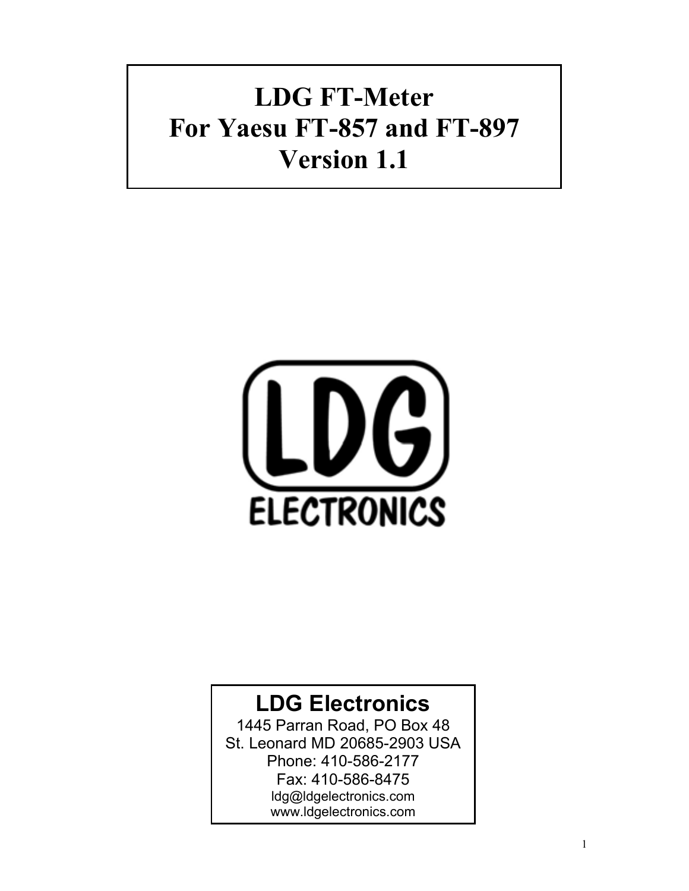# LDG FT-Meter
# For Yaesu FT-857 and FT-897
# Version 1.1

LDG ELECTRONICS

**LDG Electronics**

1445 Parran Road, PO Box 48
St. Leonard MD 20685-2903 USA
Phone: 410-586-2177
Fax: 410-586-8475
ldg@ldgelectronics.com
www.ldgelectronics.com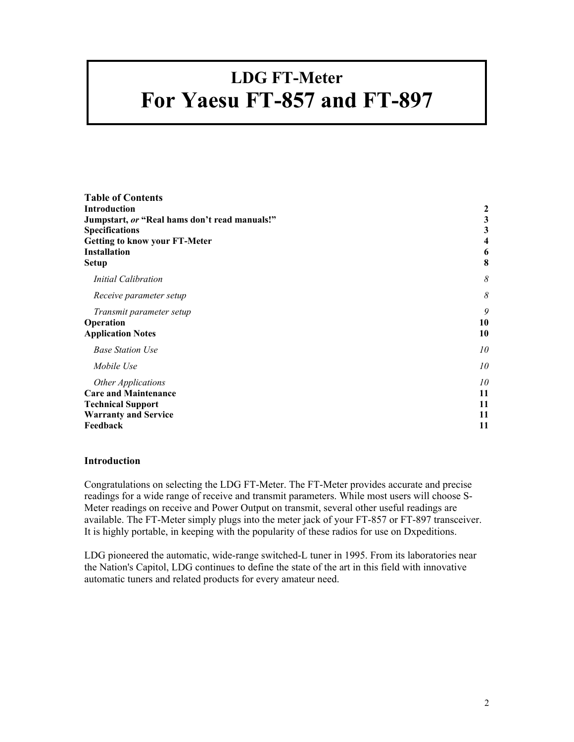# LDG FT-Meter
# For Yaesu FT-857 and FT-897

**Table of Contents**

| | |
|---|---|
| **Introduction** | **2** |
| **Jumpstart,** ***or*** **"Real hams don't read manuals!"** | **3** |
| **Specifications** | **3** |
| **Getting to know your FT-Meter** | **4** |
| **Installation** | **6** |
| **Setup** | **8** |
| *Initial Calibration* | *8* |
| *Receive parameter setup* | *8* |
| *Transmit parameter setup* | *9* |
| **Operation** | **10** |
| **Application Notes** | **10** |
| *Base Station Use* | *10* |
| *Mobile Use* | *10* |
| *Other Applications* | *10* |
| **Care and Maintenance** | **11** |
| **Technical Support** | **11** |
| **Warranty and Service** | **11** |
| **Feedback** | **11** |

## Introduction

Congratulations on selecting the LDG FT-Meter. The FT-Meter provides accurate and precise readings for a wide range of receive and transmit parameters. While most users will choose S-Meter readings on receive and Power Output on transmit, several other useful readings are available. The FT-Meter simply plugs into the meter jack of your FT-857 or FT-897 transceiver. It is highly portable, in keeping with the popularity of these radios for use on Dxpeditions.

LDG pioneered the automatic, wide-range switched-L tuner in 1995. From its laboratories near the Nation's Capitol, LDG continues to define the state of the art in this field with innovative automatic tuners and related products for every amateur need.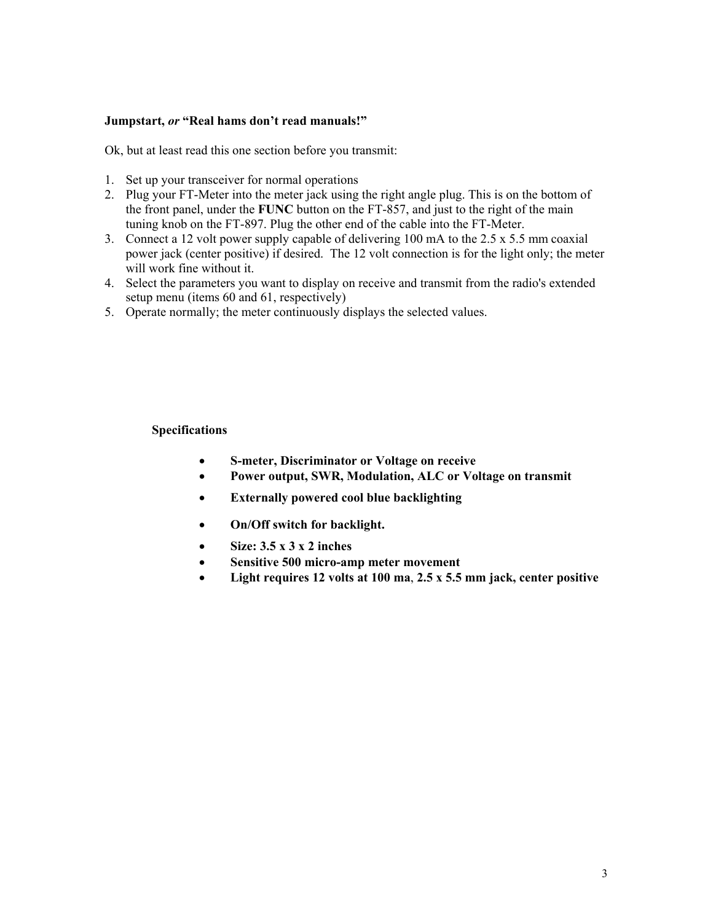**Jumpstart,** ***or*** **"Real hams don't read manuals!"**

Ok, but at least read this one section before you transmit:

1. Set up your transceiver for normal operations
2. Plug your FT-Meter into the meter jack using the right angle plug. This is on the bottom of the front panel, under the **FUNC** button on the FT-857, and just to the right of the main tuning knob on the FT-897. Plug the other end of the cable into the FT-Meter.
3. Connect a 12 volt power supply capable of delivering 100 mA to the 2.5 x 5.5 mm coaxial power jack (center positive) if desired. The 12 volt connection is for the light only; the meter will work fine without it.
4. Select the parameters you want to display on receive and transmit from the radio's extended setup menu (items 60 and 61, respectively)
5. Operate normally; the meter continuously displays the selected values.

**Specifications**

- **S-meter, Discriminator or Voltage on receive**
- **Power output, SWR, Modulation, ALC or Voltage on transmit**
- **Externally powered cool blue backlighting**
- **On/Off switch for backlight.**
- **Size: 3.5 x 3 x 2 inches**
- **Sensitive 500 micro-amp meter movement**
- **Light requires 12 volts at 100 ma, 2.5 x 5.5 mm jack, center positive**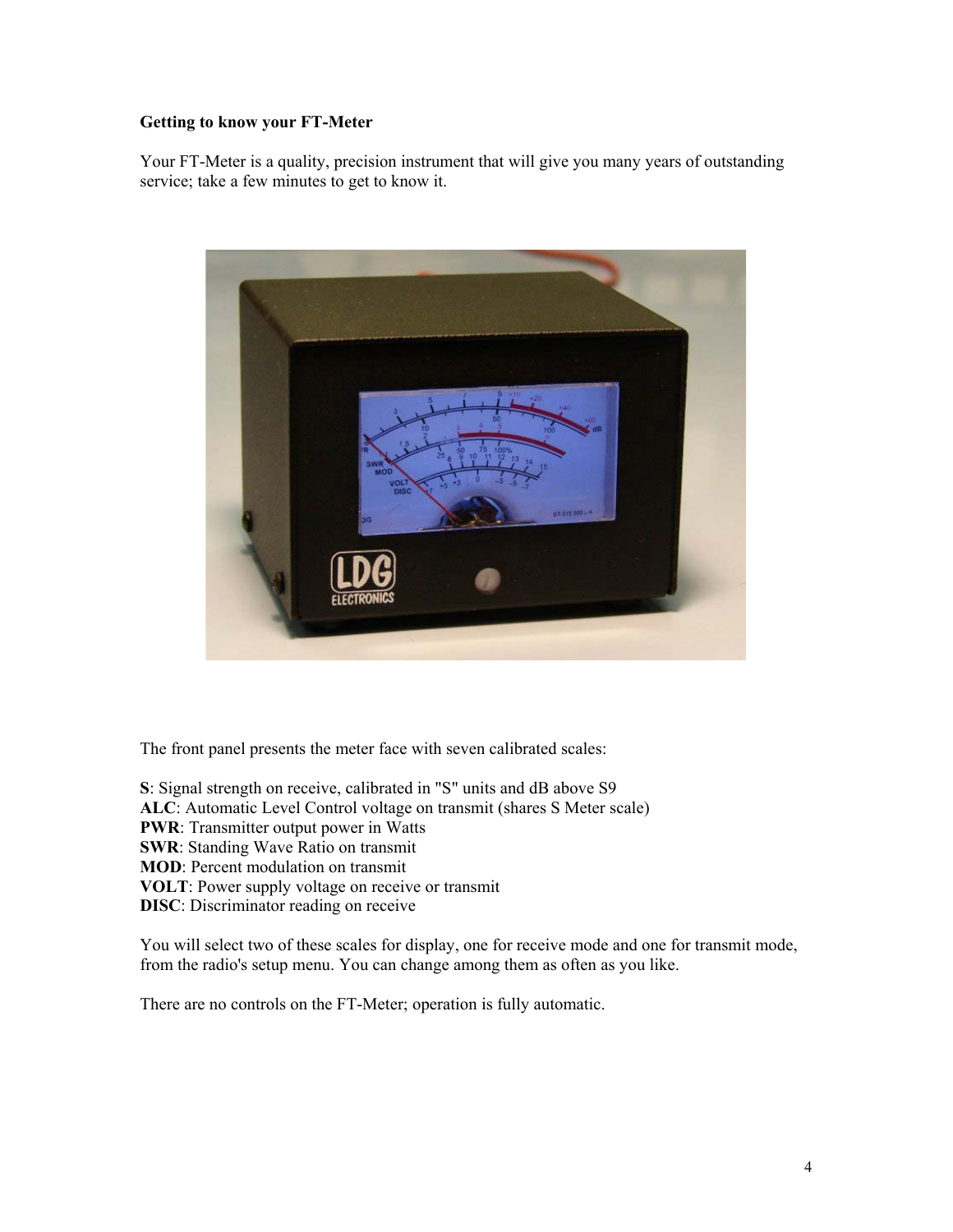**Getting to know your FT-Meter**

Your FT-Meter is a quality, precision instrument that will give you many years of outstanding service; take a few minutes to get to know it.

The front panel presents the meter face with seven calibrated scales:

**S**: Signal strength on receive, calibrated in "S" units and dB above S9
**ALC**: Automatic Level Control voltage on transmit (shares S Meter scale)
**PWR**: Transmitter output power in Watts
**SWR**: Standing Wave Ratio on transmit
**MOD**: Percent modulation on transmit
**VOLT**: Power supply voltage on receive or transmit
**DISC**: Discriminator reading on receive

You will select two of these scales for display, one for receive mode and one for transmit mode, from the radio's setup menu. You can change among them as often as you like.

There are no controls on the FT-Meter; operation is fully automatic.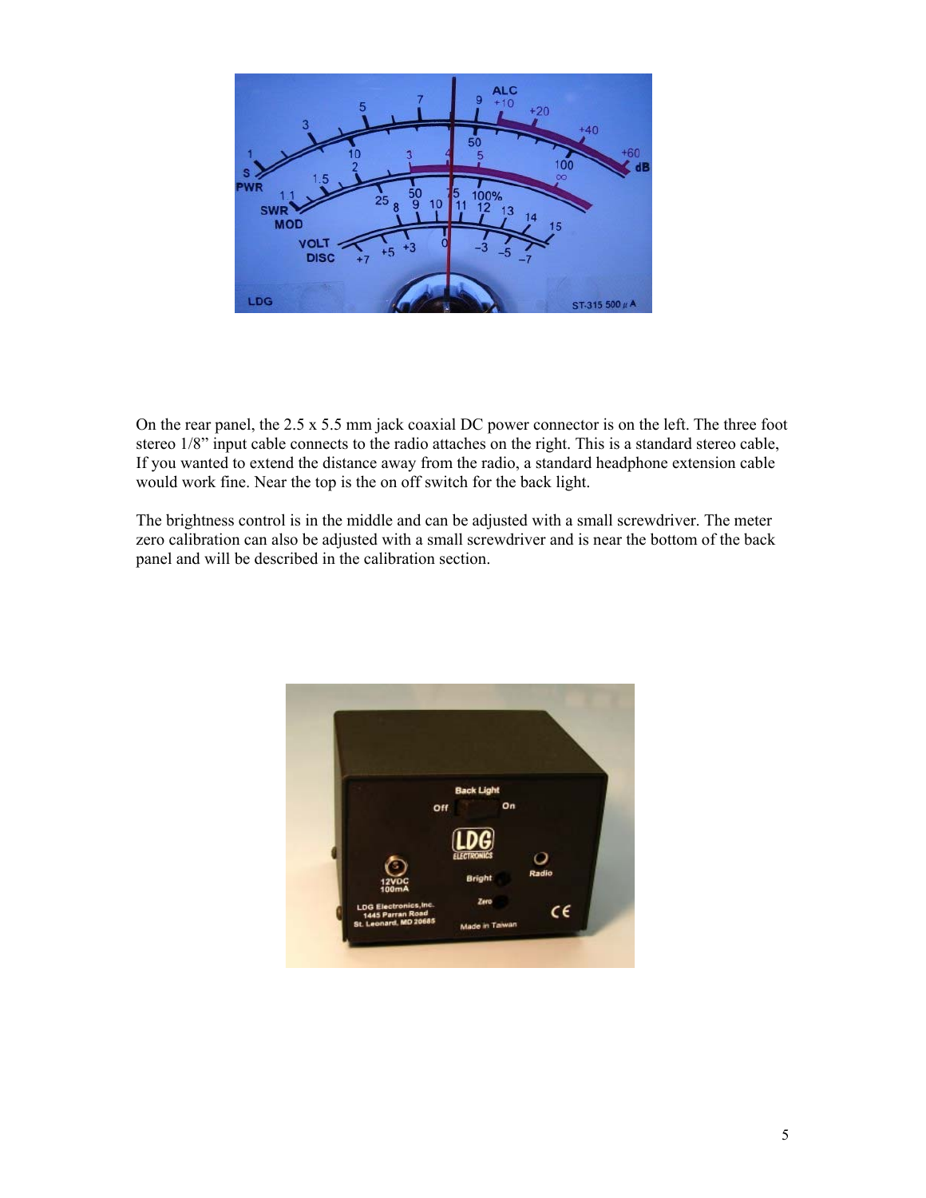On the rear panel, the 2.5 x 5.5 mm jack coaxial DC power connector is on the left. The three foot stereo 1/8" input cable connects to the radio attaches on the right. This is a standard stereo cable, If you wanted to extend the distance away from the radio, a standard headphone extension cable would work fine. Near the top is the on off switch for the back light.

The brightness control is in the middle and can be adjusted with a small screwdriver. The meter zero calibration can also be adjusted with a small screwdriver and is near the bottom of the back panel and will be described in the calibration section.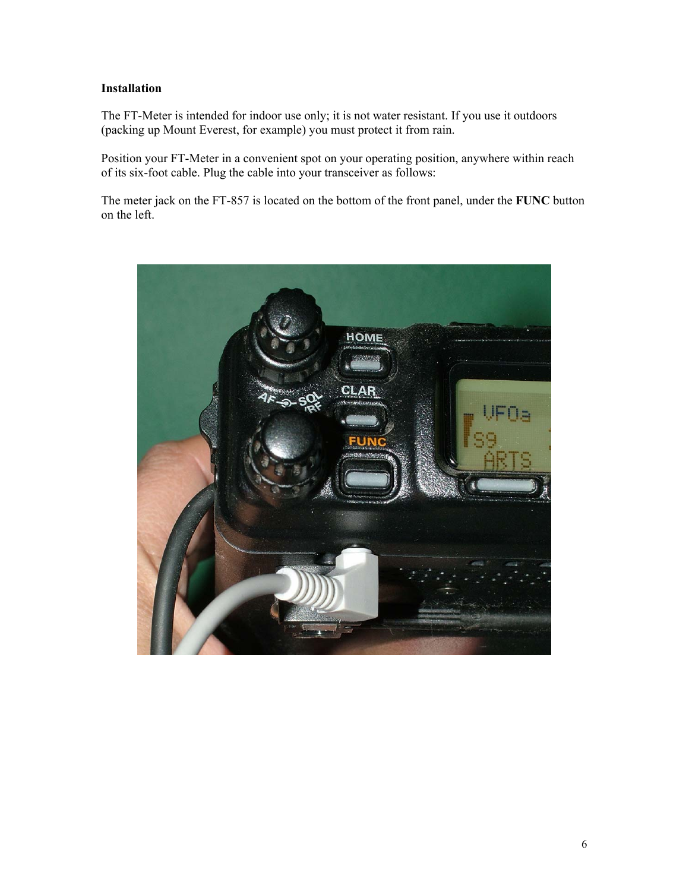**Installation**

The FT-Meter is intended for indoor use only; it is not water resistant. If you use it outdoors (packing up Mount Everest, for example) you must protect it from rain.

Position your FT-Meter in a convenient spot on your operating position, anywhere within reach of its six-foot cable. Plug the cable into your transceiver as follows:

The meter jack on the FT-857 is located on the bottom of the front panel, under the **FUNC** button on the left.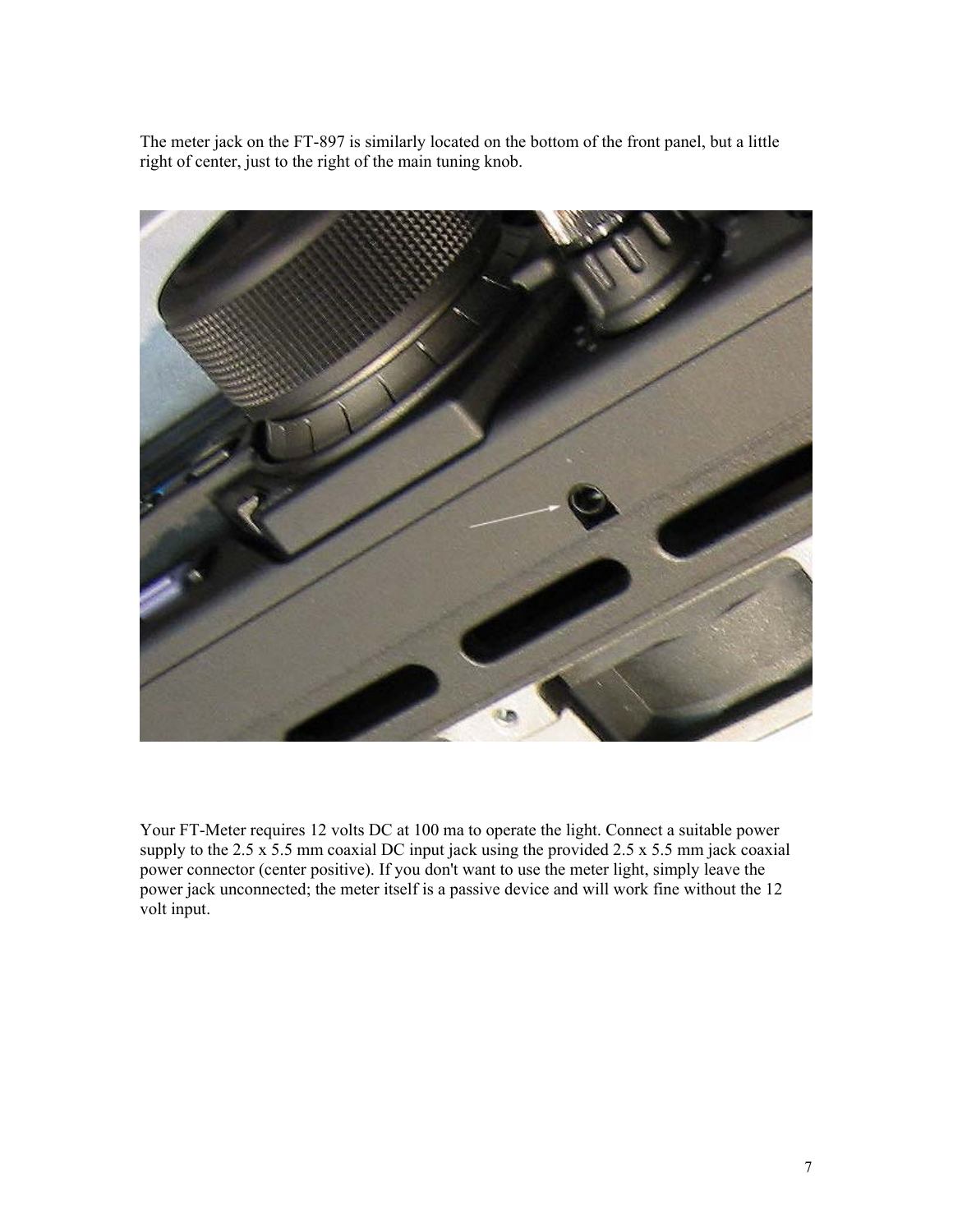The meter jack on the FT-897 is similarly located on the bottom of the front panel, but a little right of center, just to the right of the main tuning knob.

Your FT-Meter requires 12 volts DC at 100 ma to operate the light. Connect a suitable power supply to the 2.5 x 5.5 mm coaxial DC input jack using the provided 2.5 x 5.5 mm jack coaxial power connector (center positive). If you don't want to use the meter light, simply leave the power jack unconnected; the meter itself is a passive device and will work fine without the 12 volt input.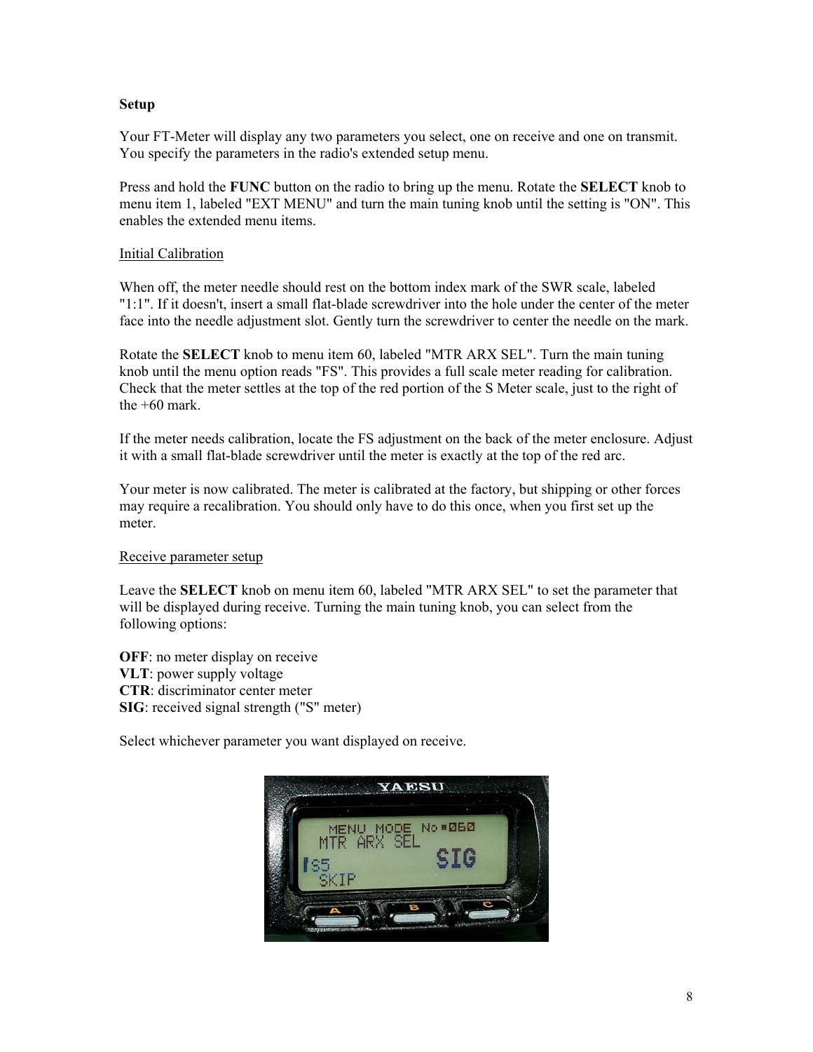**Setup**

Your FT-Meter will display any two parameters you select, one on receive and one on transmit. You specify the parameters in the radio's extended setup menu.

Press and hold the **FUNC** button on the radio to bring up the menu. Rotate the **SELECT** knob to menu item 1, labeled "EXT MENU" and turn the main tuning knob until the setting is "ON". This enables the extended menu items.

Initial Calibration

When off, the meter needle should rest on the bottom index mark of the SWR scale, labeled "1:1". If it doesn't, insert a small flat-blade screwdriver into the hole under the center of the meter face into the needle adjustment slot. Gently turn the screwdriver to center the needle on the mark.

Rotate the **SELECT** knob to menu item 60, labeled "MTR ARX SEL". Turn the main tuning knob until the menu option reads "FS". This provides a full scale meter reading for calibration. Check that the meter settles at the top of the red portion of the S Meter scale, just to the right of the +60 mark.

If the meter needs calibration, locate the FS adjustment on the back of the meter enclosure. Adjust it with a small flat-blade screwdriver until the meter is exactly at the top of the red arc.

Your meter is now calibrated. The meter is calibrated at the factory, but shipping or other forces may require a recalibration. You should only have to do this once, when you first set up the meter.

Receive parameter setup

Leave the **SELECT** knob on menu item 60, labeled "MTR ARX SEL" to set the parameter that will be displayed during receive. Turning the main tuning knob, you can select from the following options:

**OFF**: no meter display on receive
**VLT**: power supply voltage
**CTR**: discriminator center meter
**SIG**: received signal strength ("S" meter)

Select whichever parameter you want displayed on receive.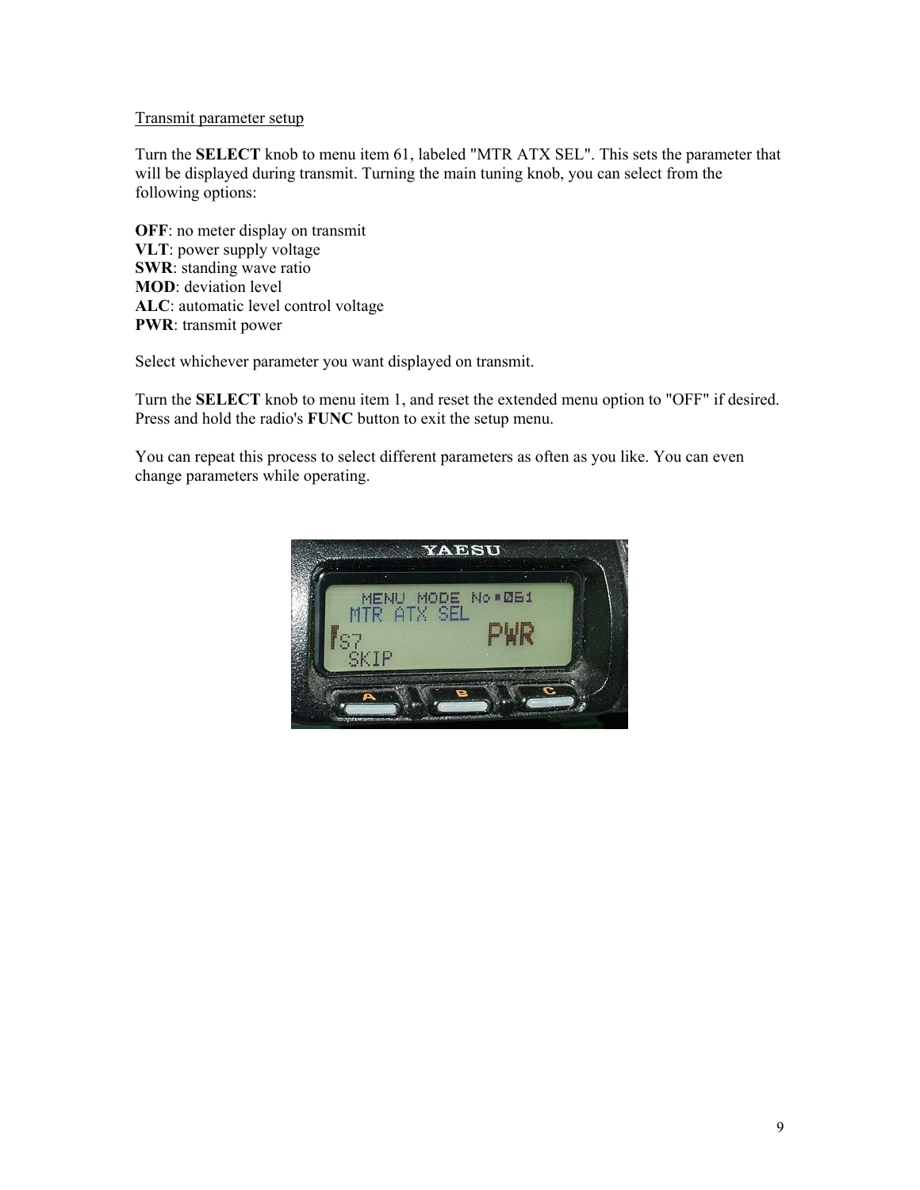<u>Transmit parameter setup</u>

Turn the **SELECT** knob to menu item 61, labeled "MTR ATX SEL". This sets the parameter that will be displayed during transmit. Turning the main tuning knob, you can select from the following options:

**OFF**: no meter display on transmit
**VLT**: power supply voltage
**SWR**: standing wave ratio
**MOD**: deviation level
**ALC**: automatic level control voltage
**PWR**: transmit power

Select whichever parameter you want displayed on transmit.

Turn the **SELECT** knob to menu item 1, and reset the extended menu option to "OFF" if desired. Press and hold the radio's **FUNC** button to exit the setup menu.

You can repeat this process to select different parameters as often as you like. You can even change parameters while operating.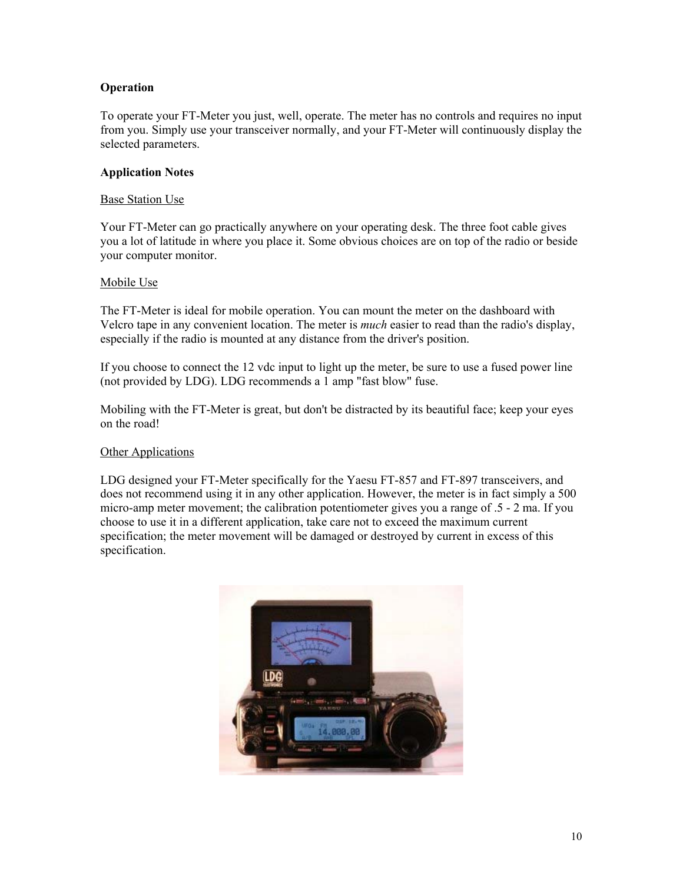**Operation**

To operate your FT-Meter you just, well, operate. The meter has no controls and requires no input from you. Simply use your transceiver normally, and your FT-Meter will continuously display the selected parameters.

**Application Notes**

<u>Base Station Use</u>

Your FT-Meter can go practically anywhere on your operating desk. The three foot cable gives you a lot of latitude in where you place it. Some obvious choices are on top of the radio or beside your computer monitor.

<u>Mobile Use</u>

The FT-Meter is ideal for mobile operation. You can mount the meter on the dashboard with Velcro tape in any convenient location. The meter is *much* easier to read than the radio's display, especially if the radio is mounted at any distance from the driver's position.

If you choose to connect the 12 vdc input to light up the meter, be sure to use a fused power line (not provided by LDG). LDG recommends a 1 amp "fast blow" fuse.

Mobiling with the FT-Meter is great, but don't be distracted by its beautiful face; keep your eyes on the road!

<u>Other Applications</u>

LDG designed your FT-Meter specifically for the Yaesu FT-857 and FT-897 transceivers, and does not recommend using it in any other application. However, the meter is in fact simply a 500 micro-amp meter movement; the calibration potentiometer gives you a range of .5 - 2 ma. If you choose to use it in a different application, take care not to exceed the maximum current specification; the meter movement will be damaged or destroyed by current in excess of this specification.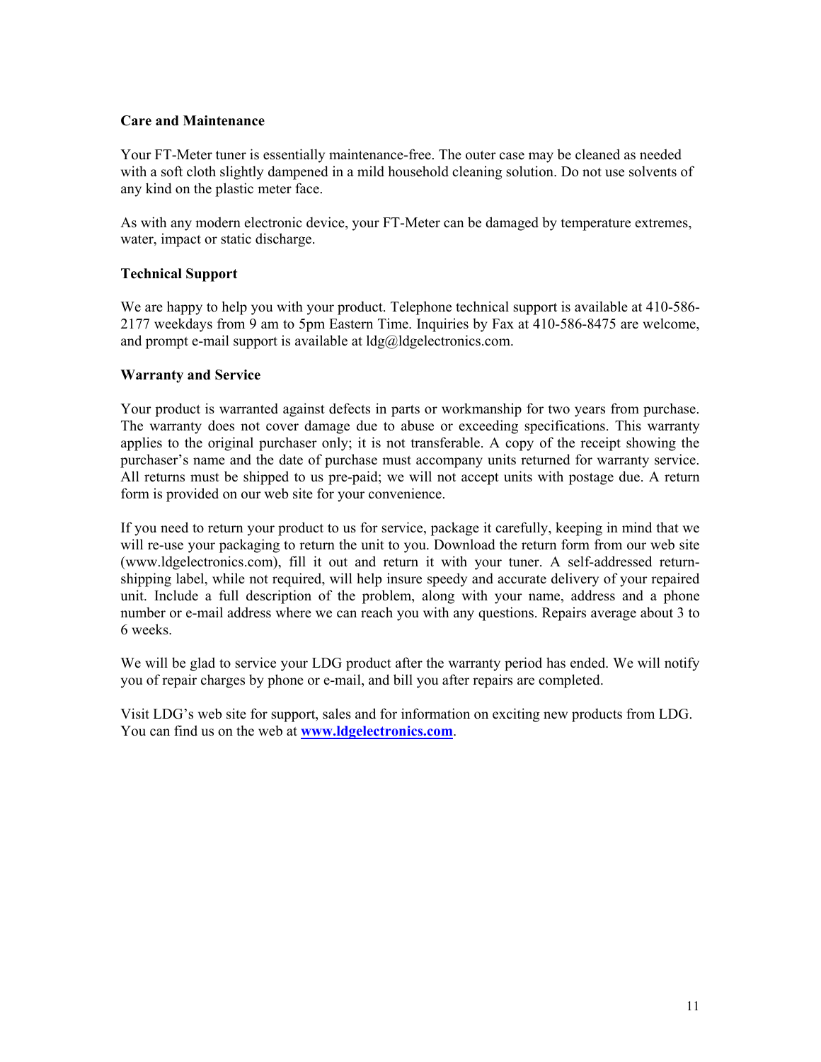## Care and Maintenance

Your FT-Meter tuner is essentially maintenance-free. The outer case may be cleaned as needed with a soft cloth slightly dampened in a mild household cleaning solution. Do not use solvents of any kind on the plastic meter face.

As with any modern electronic device, your FT-Meter can be damaged by temperature extremes, water, impact or static discharge.

## Technical Support

We are happy to help you with your product. Telephone technical support is available at 410-586-2177 weekdays from 9 am to 5pm Eastern Time. Inquiries by Fax at 410-586-8475 are welcome, and prompt e-mail support is available at ldg@ldgelectronics.com.

## Warranty and Service

Your product is warranted against defects in parts or workmanship for two years from purchase. The warranty does not cover damage due to abuse or exceeding specifications. This warranty applies to the original purchaser only; it is not transferable. A copy of the receipt showing the purchaser's name and the date of purchase must accompany units returned for warranty service. All returns must be shipped to us pre-paid; we will not accept units with postage due. A return form is provided on our web site for your convenience.

If you need to return your product to us for service, package it carefully, keeping in mind that we will re-use your packaging to return the unit to you. Download the return form from our web site (www.ldgelectronics.com), fill it out and return it with your tuner. A self-addressed return-shipping label, while not required, will help insure speedy and accurate delivery of your repaired unit. Include a full description of the problem, along with your name, address and a phone number or e-mail address where we can reach you with any questions. Repairs average about 3 to 6 weeks.

We will be glad to service your LDG product after the warranty period has ended. We will notify you of repair charges by phone or e-mail, and bill you after repairs are completed.

Visit LDG's web site for support, sales and for information on exciting new products from LDG. You can find us on the web at **[www.ldgelectronics.com](http://www.ldgelectronics.com)**.